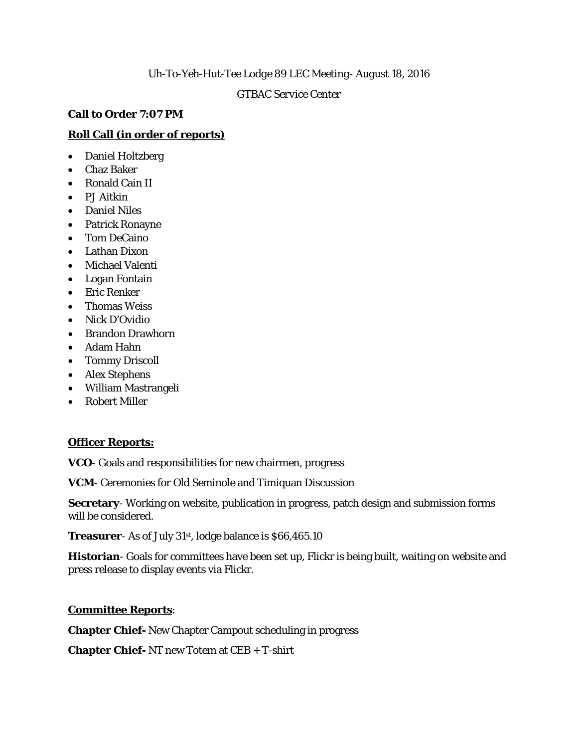Uh-To-Yeh-Hut-Tee Lodge 89 LEC Meeting- August 18, 2016

GTBAC Service Center

**Call to Order 7:07 PM**

**Roll Call (in order of reports)**

- Daniel Holtzberg
- Chaz Baker
- Ronald Cain II
- PJ Aitkin
- Daniel Niles
- Patrick Ronayne
- Tom DeCaino
- Lathan Dixon
- Michael Valenti
- Logan Fontain
- Eric Renker
- Thomas Weiss
- Nick D'Ovidio
- Brandon Drawhorn
- Adam Hahn
- Tommy Driscoll
- Alex Stephens
- William Mastrangeli
- Robert Miller

**Officer Reports:**

**VCO**- Goals and responsibilities for new chairmen, progress

**VCM**- Ceremonies for Old Seminole and Timiquan Discussion

**Secretary**- Working on website, publication in progress, patch design and submission forms will be considered.

**Treasurer**- As of July 31st, lodge balance is $66,465.10

**Historian**- Goals for committees have been set up, Flickr is being built, waiting on website and press release to display events via Flickr.

**Committee Reports**:

**Chapter Chief-** New Chapter Campout scheduling in progress

**Chapter Chief-** NT new Totem at CEB + T-shirt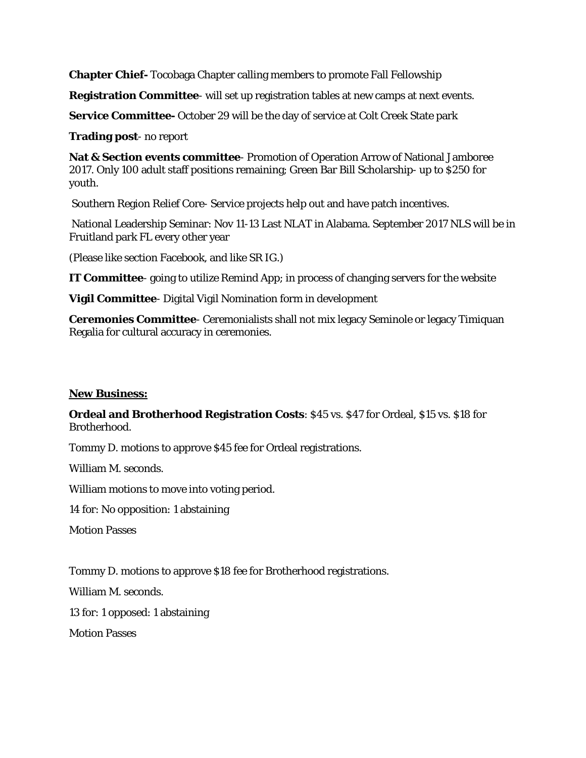**Chapter Chief-** Tocobaga Chapter calling members to promote Fall Fellowship

**Registration Committee**- will set up registration tables at new camps at next events.

**Service Committee-** October 29 will be the day of service at Colt Creek State park

**Trading post**- no report

**Nat & Section events committee**- Promotion of Operation Arrow of National Jamboree 2017. Only 100 adult staff positions remaining; Green Bar Bill Scholarship- up to $250 for youth.

Southern Region Relief Core- Service projects help out and have patch incentives.

National Leadership Seminar: Nov 11-13 Last NLAT in Alabama. September 2017 NLS will be in Fruitland park FL every other year

(Please like section Facebook, and like SR IG.)

**IT Committee**- going to utilize Remind App; in process of changing servers for the website

**Vigil Committee**- Digital Vigil Nomination form in development

**Ceremonies Committee**- Ceremonialists shall not mix legacy Seminole or legacy Timiquan Regalia for cultural accuracy in ceremonies.

**<u>New Business:</u>**

**Ordeal and Brotherhood Registration Costs**: $45 vs. $47 for Ordeal, $15 vs. $18 for Brotherhood.

Tommy D. motions to approve $45 fee for Ordeal registrations.

William M. seconds.

William motions to move into voting period.

14 for: No opposition: 1 abstaining

Motion Passes

Tommy D. motions to approve $18 fee for Brotherhood registrations.

William M. seconds.

13 for: 1 opposed: 1 abstaining

Motion Passes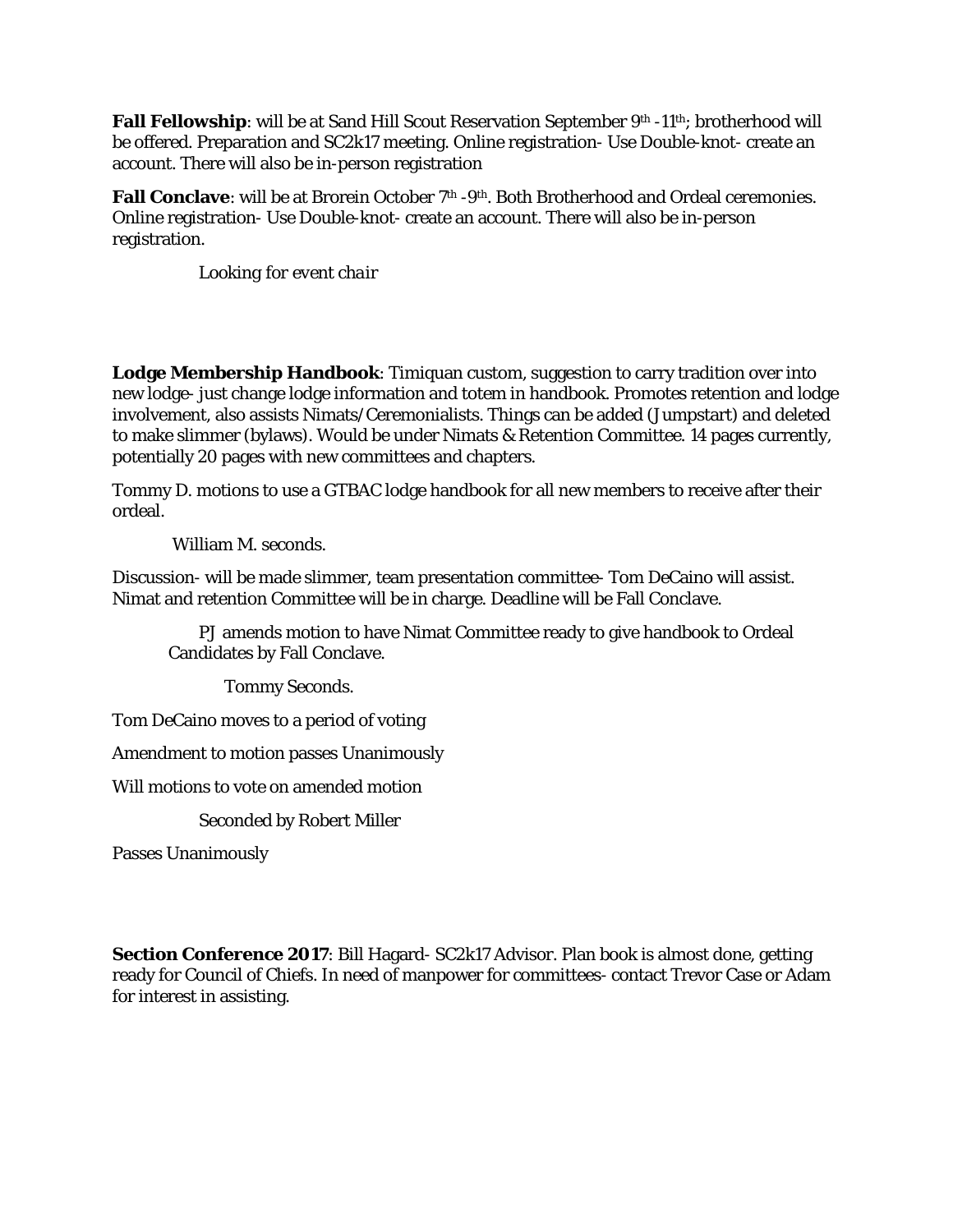**Fall Fellowship**: will be at Sand Hill Scout Reservation September 9th -11th; brotherhood will be offered. Preparation and SC2k17 meeting. Online registration- Use Double-knot- create an account. There will also be in-person registration

**Fall Conclave**: will be at Brorein October 7th -9th. Both Brotherhood and Ordeal ceremonies. Online registration- Use Double-knot- create an account. There will also be in-person registration.

Looking for event chair

**Lodge Membership Handbook**: Timiquan custom, suggestion to carry tradition over into new lodge- just change lodge information and totem in handbook. Promotes retention and lodge involvement, also assists Nimats/Ceremonialists. Things can be added (Jumpstart) and deleted to make slimmer (bylaws). Would be under Nimats & Retention Committee. 14 pages currently, potentially 20 pages with new committees and chapters.

Tommy D. motions to use a GTBAC lodge handbook for all new members to receive after their ordeal.

William M. seconds.

Discussion- will be made slimmer, team presentation committee- Tom DeCaino will assist. Nimat and retention Committee will be in charge. Deadline will be Fall Conclave.

PJ amends motion to have Nimat Committee ready to give handbook to Ordeal Candidates by Fall Conclave.

Tommy Seconds.

Tom DeCaino moves to a period of voting

Amendment to motion passes Unanimously

Will motions to vote on amended motion

Seconded by Robert Miller

Passes Unanimously

**Section Conference 2017**: Bill Hagard- SC2k17 Advisor. Plan book is almost done, getting ready for Council of Chiefs. In need of manpower for committees- contact Trevor Case or Adam for interest in assisting.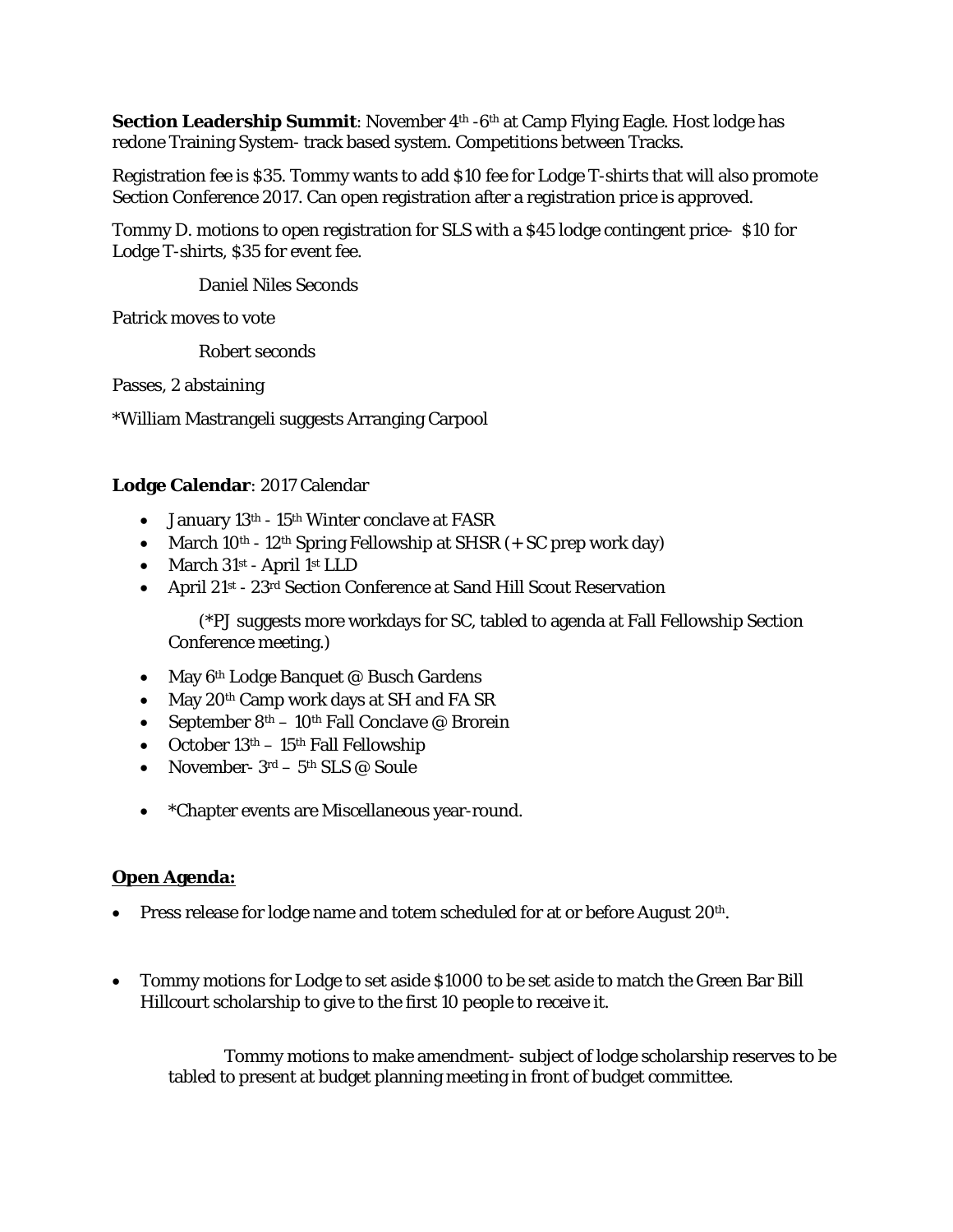**Section Leadership Summit**: November 4th -6th at Camp Flying Eagle. Host lodge has redone Training System- track based system. Competitions between Tracks.

Registration fee is $35. Tommy wants to add $10 fee for Lodge T-shirts that will also promote Section Conference 2017. Can open registration after a registration price is approved.

Tommy D. motions to open registration for SLS with a $45 lodge contingent price- $10 for Lodge T-shirts, $35 for event fee.

Daniel Niles Seconds

Patrick moves to vote

Robert seconds

Passes, 2 abstaining

*William Mastrangeli suggests Arranging Carpool

**Lodge Calendar**: 2017 Calendar

- January 13th - 15th Winter conclave at FASR
- March 10th - 12th Spring Fellowship at SHSR (+ SC prep work day)
- March 31st - April 1st LLD
- April 21st - 23rd Section Conference at Sand Hill Scout Reservation

  (*PJ suggests more workdays for SC, tabled to agenda at Fall Fellowship Section Conference meeting.)

- May 6th Lodge Banquet @ Busch Gardens
- May 20th Camp work days at SH and FA SR
- September 8th – 10th Fall Conclave @ Brorein
- October 13th – 15th Fall Fellowship
- November- 3rd – 5th SLS @ Soule

- *Chapter events are Miscellaneous year-round.

**Open Agenda:**

- Press release for lodge name and totem scheduled for at or before August 20th.

- Tommy motions for Lodge to set aside $1000 to be set aside to match the Green Bar Bill Hillcourt scholarship to give to the first 10 people to receive it.

  Tommy motions to make amendment- subject of lodge scholarship reserves to be tabled to present at budget planning meeting in front of budget committee.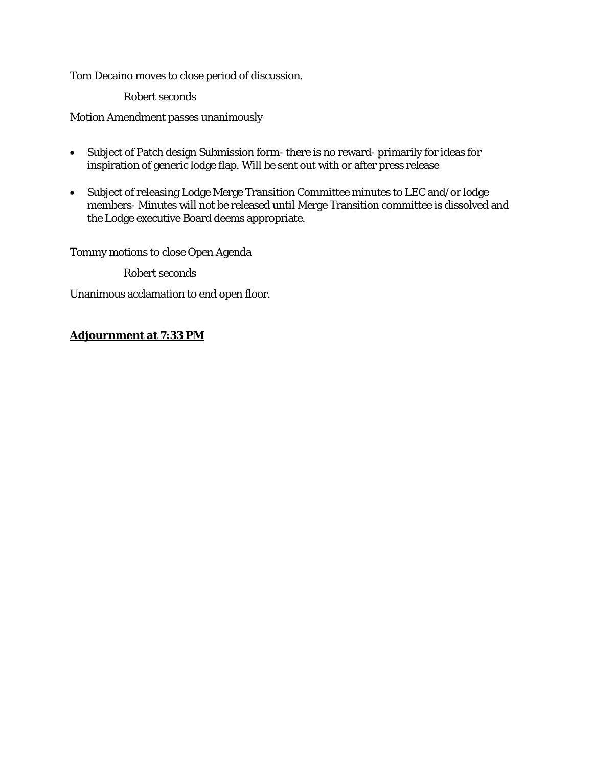Tom Decaino moves to close period of discussion.

Robert seconds

Motion Amendment passes unanimously

- Subject of Patch design Submission form- there is no reward- primarily for ideas for inspiration of generic lodge flap. Will be sent out with or after press release

- Subject of releasing Lodge Merge Transition Committee minutes to LEC and/or lodge members- Minutes will not be released until Merge Transition committee is dissolved and the Lodge executive Board deems appropriate.

Tommy motions to close Open Agenda

Robert seconds

Unanimous acclamation to end open floor.

**Adjournment at 7:33 PM**